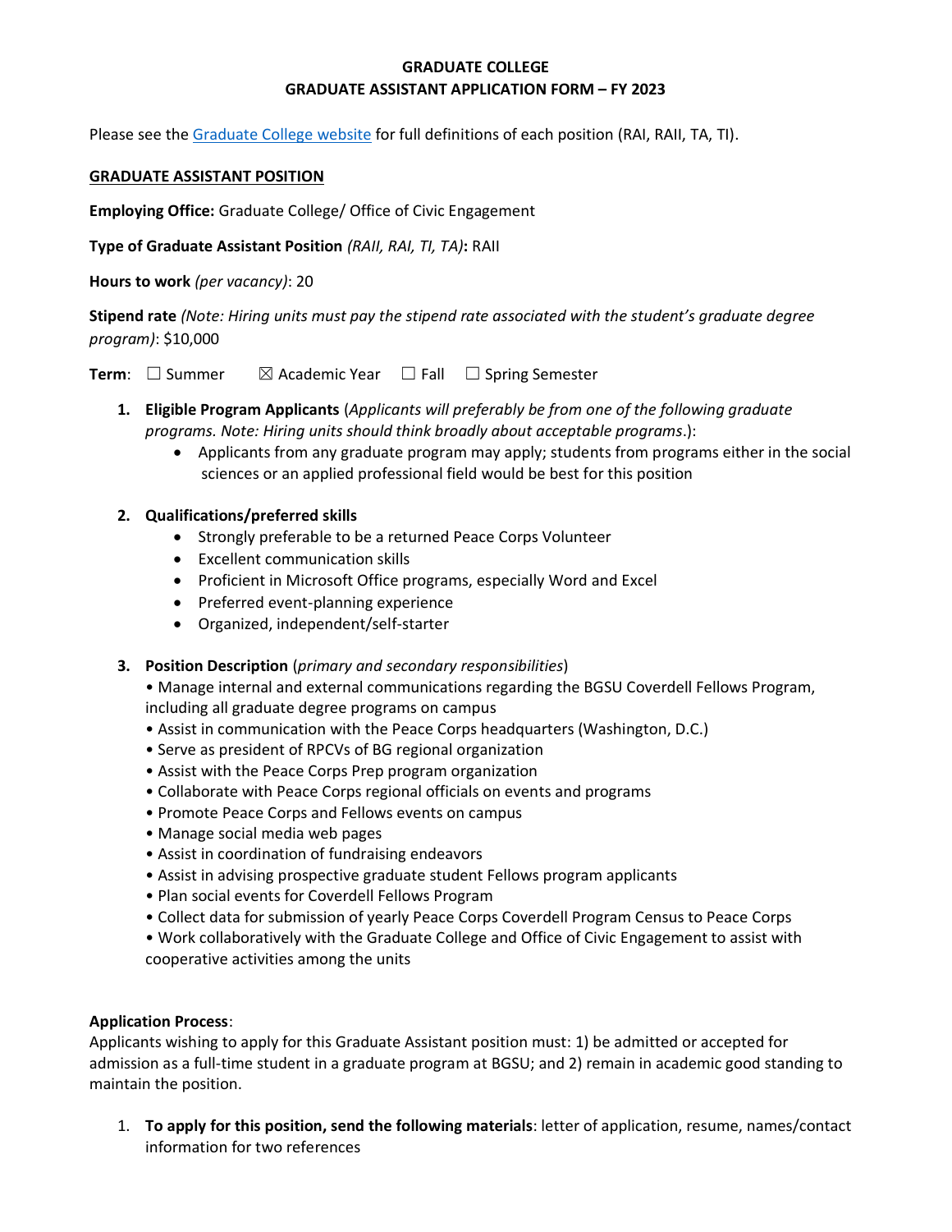**GRADUATE COLLEGE**
**GRADUATE ASSISTANT APPLICATION FORM – FY 2023**

Please see the [Graduate College website]() for full definitions of each position (RAI, RAII, TA, TI).

**GRADUATE ASSISTANT POSITION**

**Employing Office:** Graduate College/ Office of Civic Engagement

**Type of Graduate Assistant Position** *(RAII, RAI, TI, TA)***:** RAII

**Hours to work** *(per vacancy)*: 20

**Stipend rate** *(Note: Hiring units must pay the stipend rate associated with the student's graduate degree program)*: $10,000

**Term**: ☐ Summer ☒ Academic Year ☐ Fall ☐ Spring Semester

1. **Eligible Program Applicants** (*Applicants will preferably be from one of the following graduate programs. Note: Hiring units should think broadly about acceptable programs*.):
   - Applicants from any graduate program may apply; students from programs either in the social sciences or an applied professional field would be best for this position

2. **Qualifications/preferred skills**
   - Strongly preferable to be a returned Peace Corps Volunteer
   - Excellent communication skills
   - Proficient in Microsoft Office programs, especially Word and Excel
   - Preferred event-planning experience
   - Organized, independent/self-starter

3. **Position Description** (*primary and secondary responsibilities*)
   - Manage internal and external communications regarding the BGSU Coverdell Fellows Program, including all graduate degree programs on campus
   - Assist in communication with the Peace Corps headquarters (Washington, D.C.)
   - Serve as president of RPCVs of BG regional organization
   - Assist with the Peace Corps Prep program organization
   - Collaborate with Peace Corps regional officials on events and programs
   - Promote Peace Corps and Fellows events on campus
   - Manage social media web pages
   - Assist in coordination of fundraising endeavors
   - Assist in advising prospective graduate student Fellows program applicants
   - Plan social events for Coverdell Fellows Program
   - Collect data for submission of yearly Peace Corps Coverdell Program Census to Peace Corps
   - Work collaboratively with the Graduate College and Office of Civic Engagement to assist with cooperative activities among the units

**Application Process**:
Applicants wishing to apply for this Graduate Assistant position must: 1) be admitted or accepted for admission as a full-time student in a graduate program at BGSU; and 2) remain in academic good standing to maintain the position.

1. **To apply for this position, send the following materials**: letter of application, resume, names/contact information for two references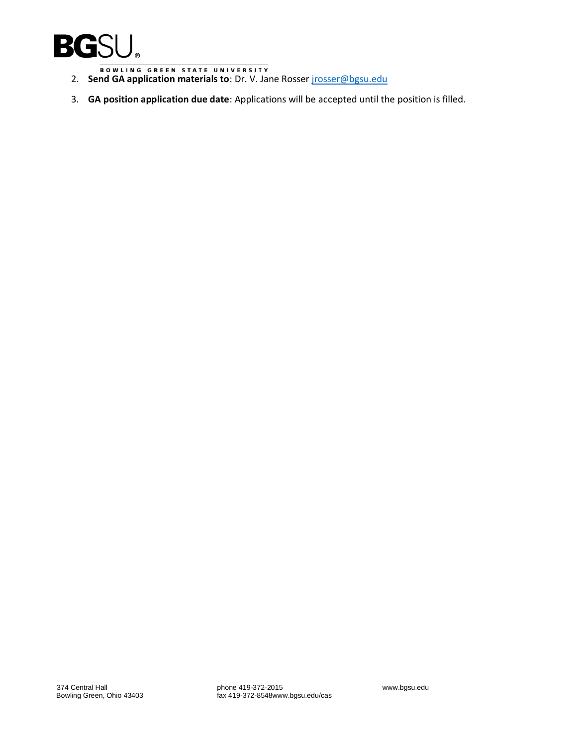2. **Send GA application materials to**: Dr. V. Jane Rosser jrosser@bgsu.edu

3. **GA position application due date**: Applications will be accepted until the position is filled.